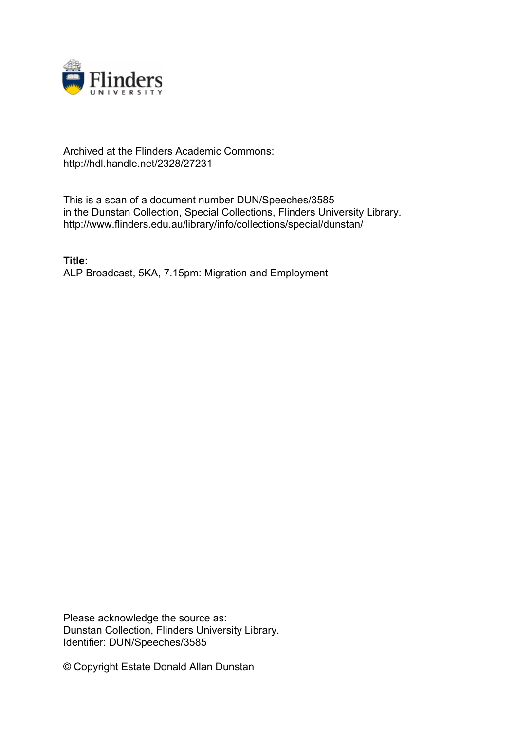Archived at the Flinders Academic Commons:
http://hdl.handle.net/2328/27231

This is a scan of a document number DUN/Speeches/3585
in the Dunstan Collection, Special Collections, Flinders University Library.
http://www.flinders.edu.au/library/info/collections/special/dunstan/

**Title:**
ALP Broadcast, 5KA, 7.15pm: Migration and Employment

Please acknowledge the source as:
Dunstan Collection, Flinders University Library.
Identifier: DUN/Speeches/3585

© Copyright Estate Donald Allan Dunstan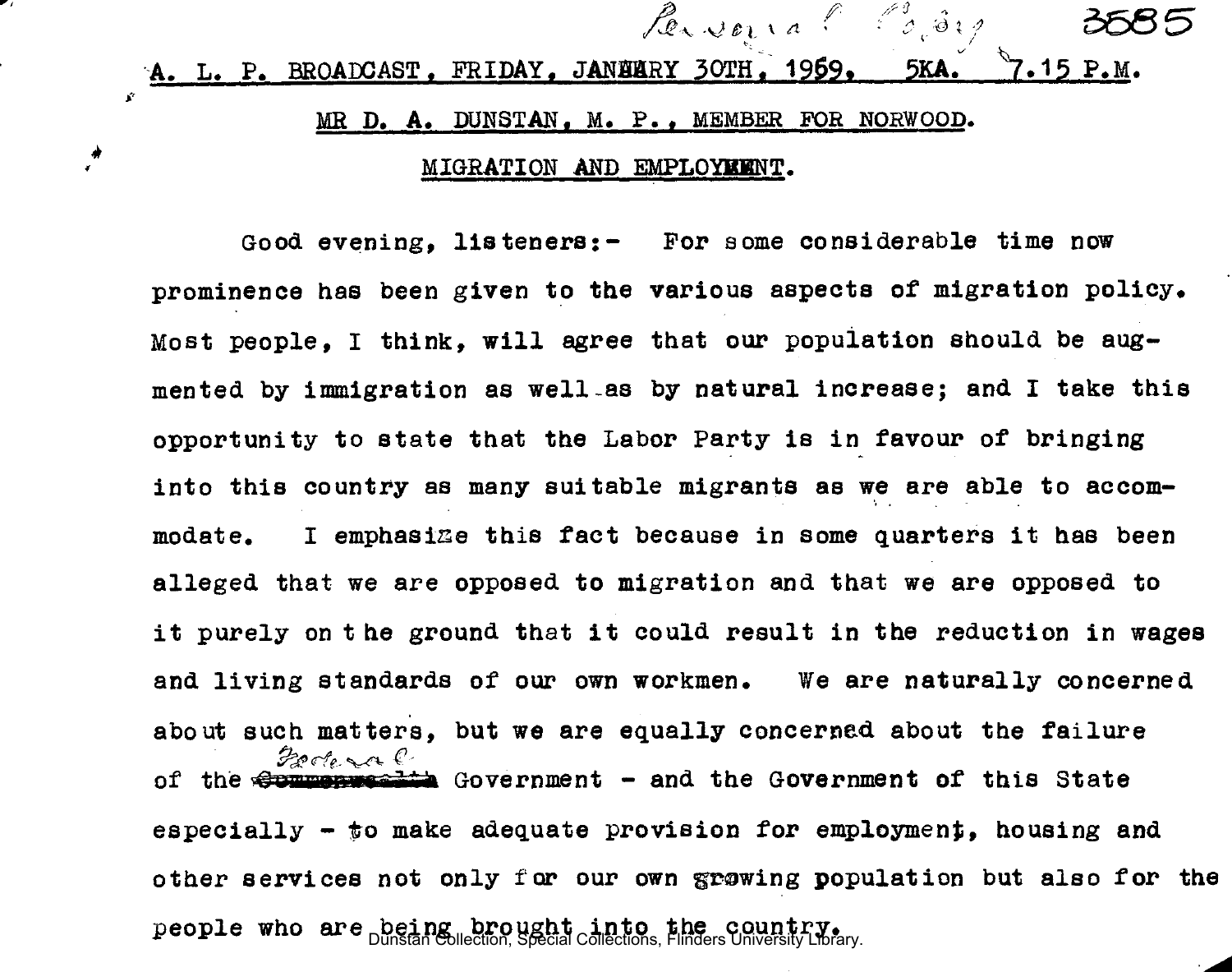A. L. P. BROADCAST, FRIDAY, JANUARY 30TH, 1959. 5KA. 7.15 P.M.

MR D. A. DUNSTAN, M. P., MEMBER FOR NORWOOD.

MIGRATION AND EMPLOYMENT.

Good evening, listeners:- For some considerable time now prominence has been given to the various aspects of migration policy. Most people, I think, will agree that our population should be augmented by immigration as well as by natural increase; and I take this opportunity to state that the Labor Party is in favour of bringing into this country as many suitable migrants as we are able to accommodate. I emphasize this fact because in some quarters it has been alleged that we are opposed to migration and that we are opposed to it purely on the ground that it could result in the reduction in wages and living standards of our own workmen. We are naturally concerned about such matters, but we are equally concerned about the failure of the ~~Commonwealth~~ Federal Government - and the Government of this State especially - to make adequate provision for employment, housing and other services not only for our own growing population but also for the people who are being brought into the country.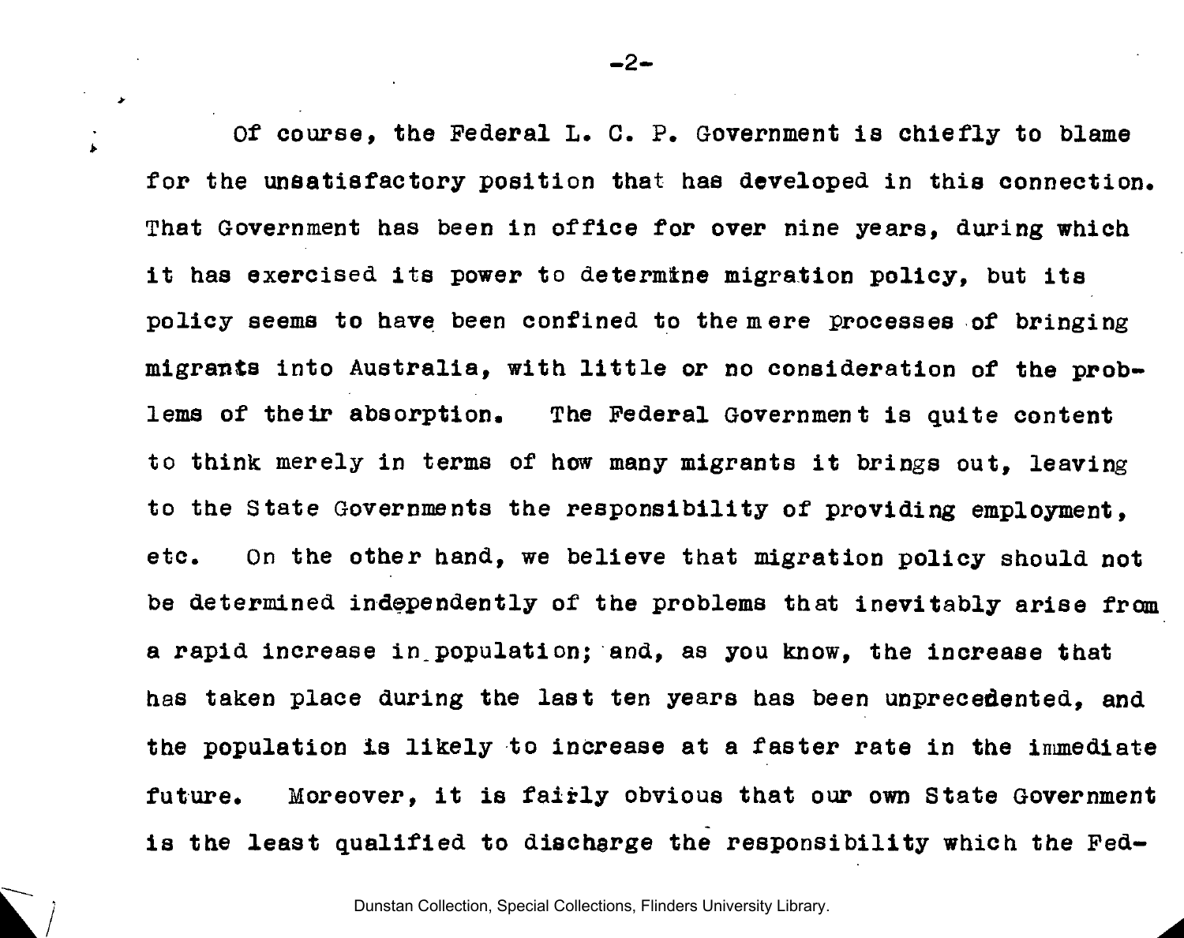Of course, the Federal L. C. P. Government is chiefly to blame for the unsatisfactory position that has developed in this connection. That Government has been in office for over nine years, during which it has exercised its power to determine migration policy, but its policy seems to have been confined to the mere processes of bringing migrants into Australia, with little or no consideration of the problems of their absorption. The Federal Government is quite content to think merely in terms of how many migrants it brings out, leaving to the State Governments the responsibility of providing employment, etc. On the other hand, we believe that migration policy should not be determined independently of the problems that inevitably arise from a rapid increase in population; and, as you know, the increase that has taken place during the last ten years has been unprecedented, and the population is likely to increase at a faster rate in the immediate future. Moreover, it is fairly obvious that our own State Government is the least qualified to discharge the responsibility which the Fed-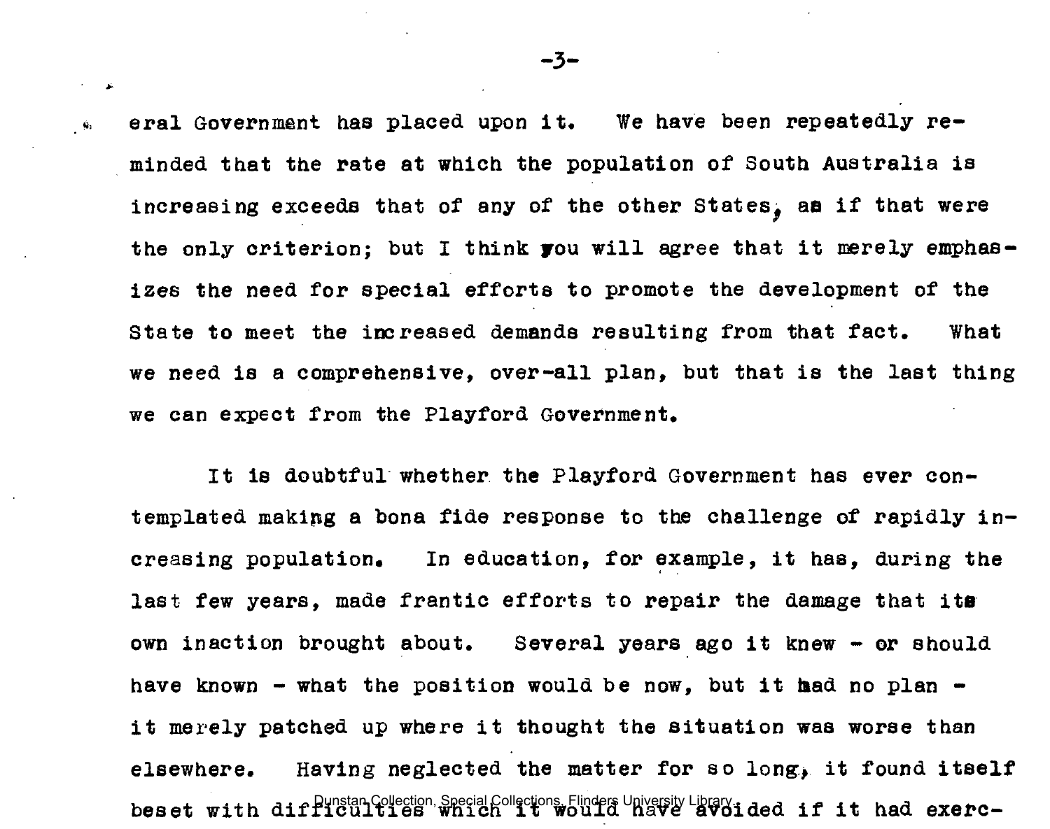eral Government has placed upon it. We have been repeatedly reminded that the rate at which the population of South Australia is increasing exceeds that of any of the other States, as if that were the only criterion; but I think you will agree that it merely emphasizes the need for special efforts to promote the development of the State to meet the increased demands resulting from that fact. What we need is a comprehensive, over-all plan, but that is the last thing we can expect from the Playford Government.

It is doubtful whether the Playford Government has ever contemplated making a bona fide response to the challenge of rapidly increasing population. In education, for example, it has, during the last few years, made frantic efforts to repair the damage that its own inaction brought about. Several years ago it knew - or should have known - what the position would be now, but it had no plan - it merely patched up where it thought the situation was worse than elsewhere. Having neglected the matter for so long, it found itself beset with difficulties which it would have avoided if it had exerc-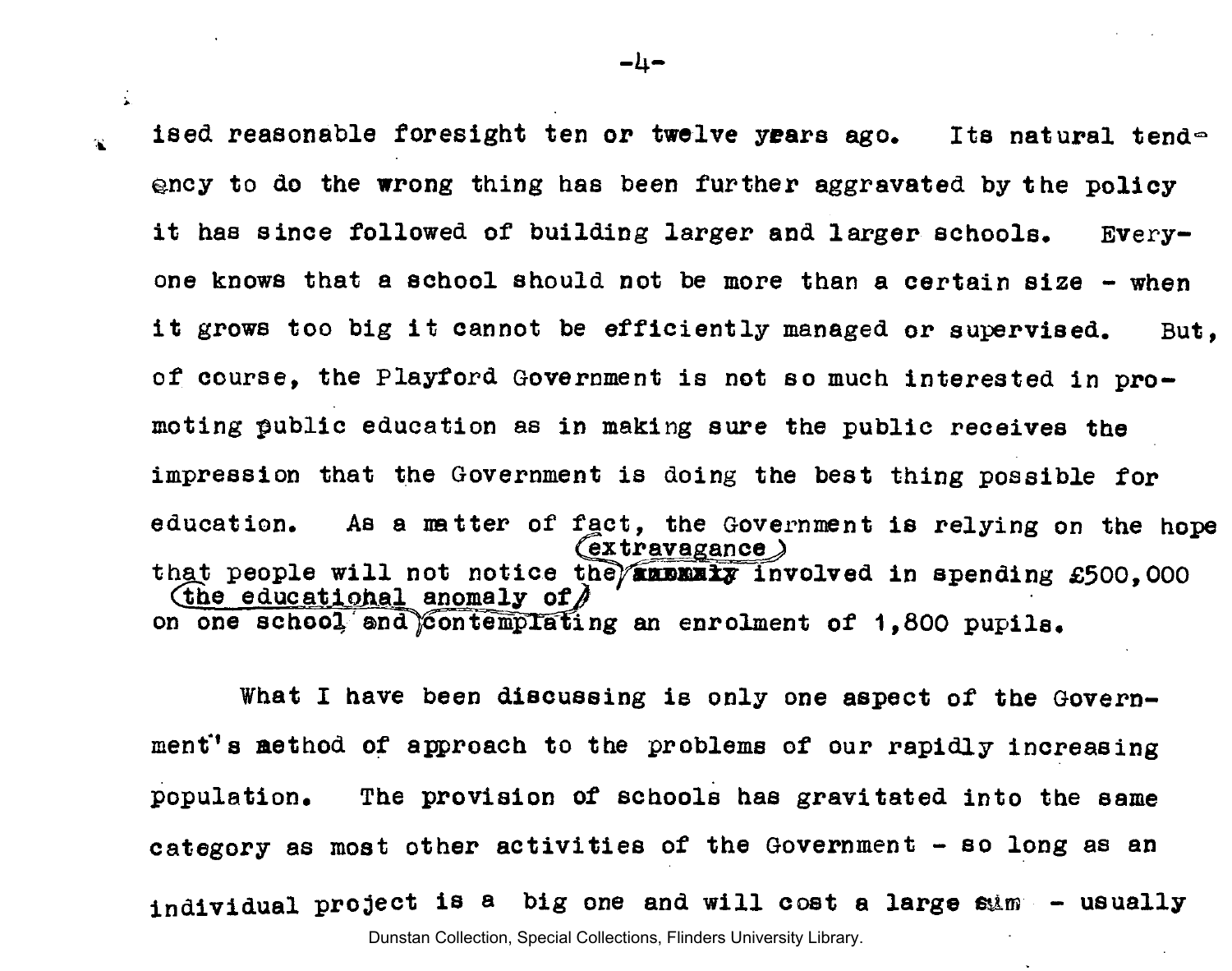ised reasonable foresight ten or twelve years ago. Its natural tendency to do the wrong thing has been further aggravated by the policy it has since followed of building larger and larger schools. Everyone knows that a school should not be more than a certain size - when it grows too big it cannot be efficiently managed or supervised. But, of course, the Playford Government is not so much interested in promoting public education as in making sure the public receives the impression that the Government is doing the best thing possible for education. As a matter of fact, the Government is relying on the hope that people will not notice the extravagance involved in spending £500,000 on one school and the educational anomaly of contemplating an enrolment of 1,800 pupils.

What I have been discussing is only one aspect of the Government's method of approach to the problems of our rapidly increasing population. The provision of schools has gravitated into the same category as most other activities of the Government - so long as an individual project is a big one and will cost a large sum - usually

Dunstan Collection, Special Collections, Flinders University Library.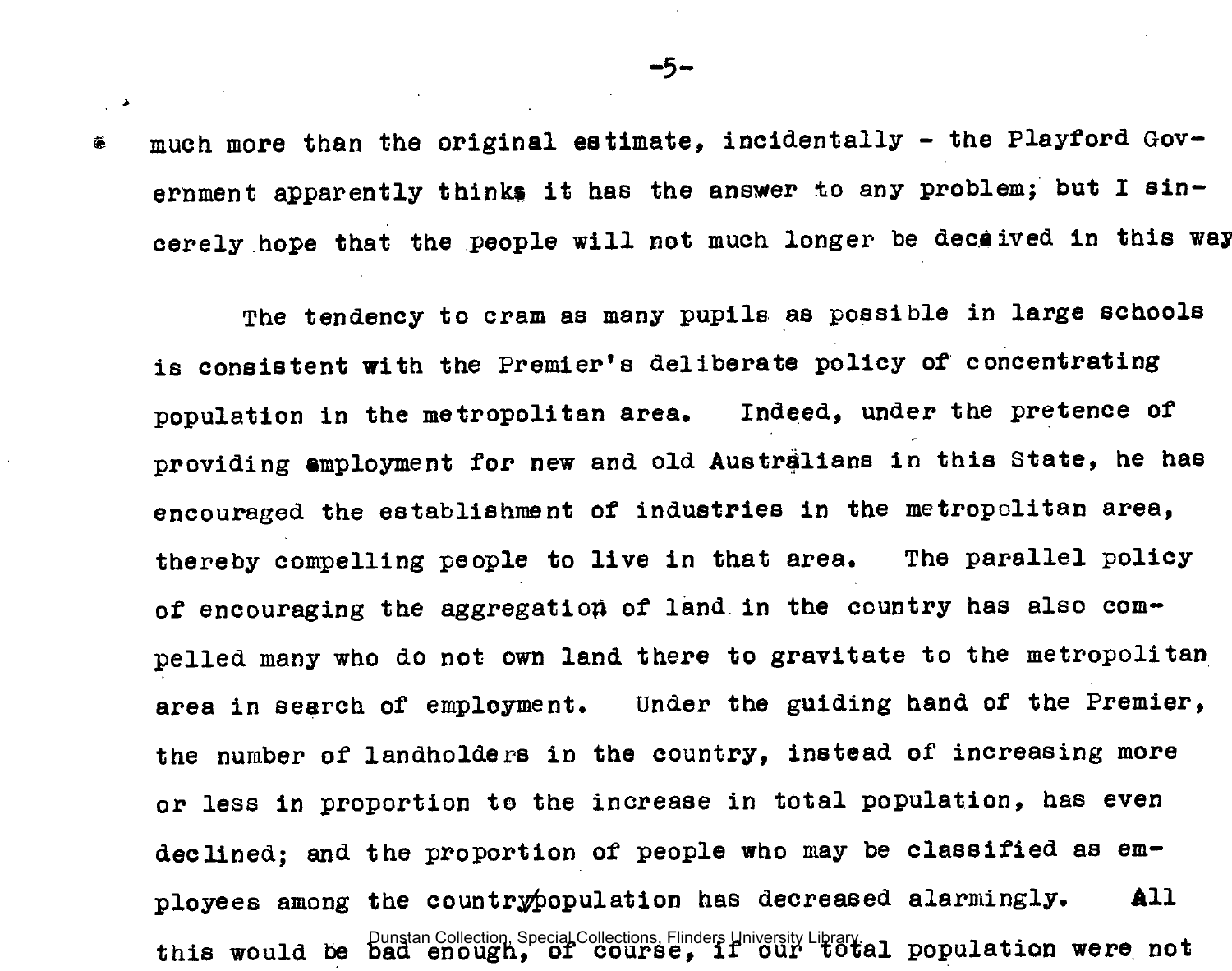much more than the original estimate, incidentally - the Playford Government apparently thinks it has the answer to any problem; but I sincerely hope that the people will not much longer be deceived in this way

The tendency to cram as many pupils as possible in large schools is consistent with the Premier's deliberate policy of concentrating population in the metropolitan area. Indeed, under the pretence of providing employment for new and old Australians in this State, he has encouraged the establishment of industries in the metropolitan area, thereby compelling people to live in that area. The parallel policy of encouraging the aggregation of land in the country has also compelled many who do not own land there to gravitate to the metropolitan area in search of employment. Under the guiding hand of the Premier, the number of landholders in the country, instead of increasing more or less in proportion to the increase in total population, has even declined; and the proportion of people who may be classified as employees among the country population has decreased alarmingly. All this would be bad enough, of course, if our total population were not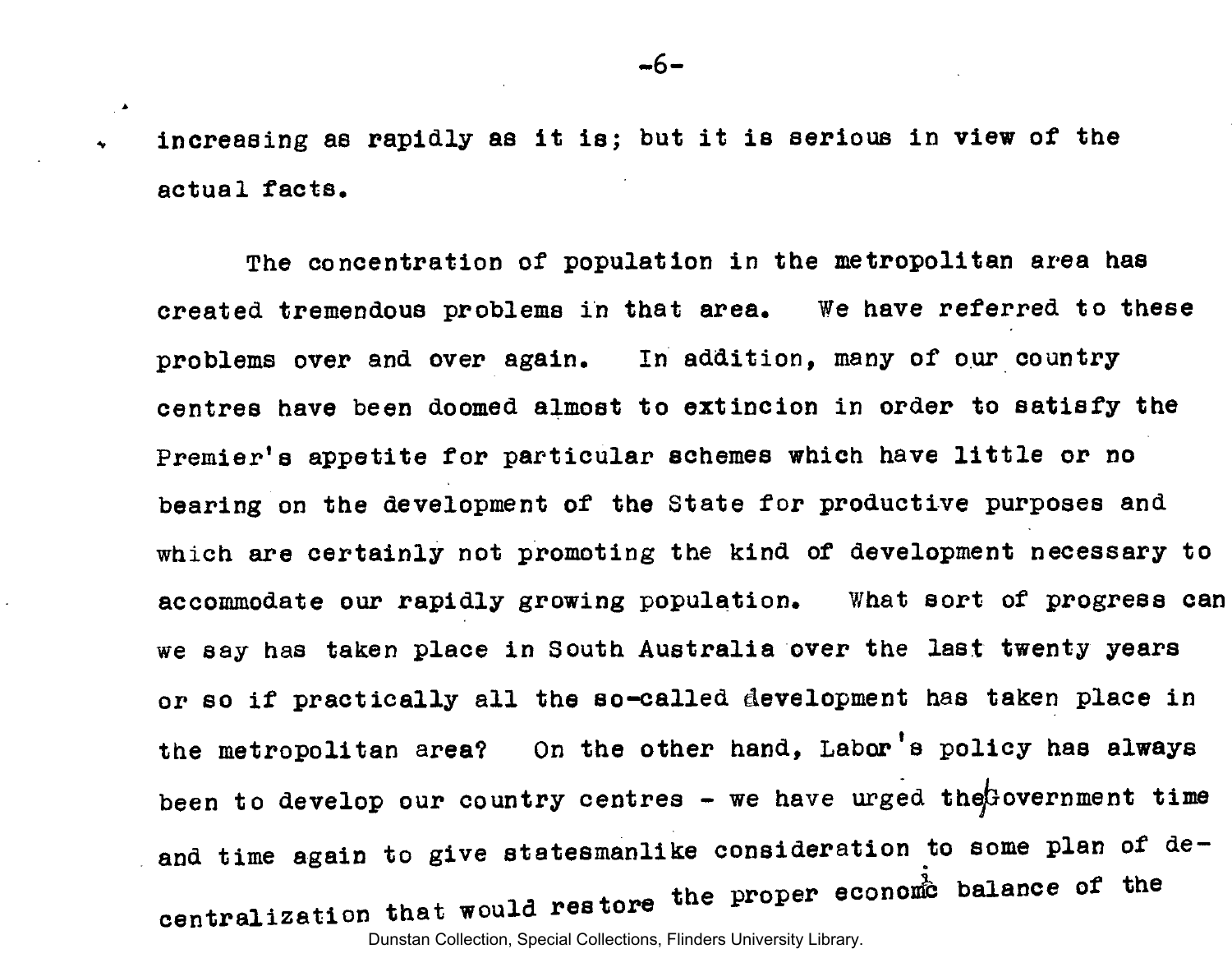increasing as rapidly as it is; but it is serious in view of the actual facts.

The concentration of population in the metropolitan area has created tremendous problems in that area. We have referred to these problems over and over again. In addition, many of our country centres have been doomed almost to extincion in order to satisfy the Premier's appetite for particular schemes which have little or no bearing on the development of the State for productive purposes and which are certainly not promoting the kind of development necessary to accommodate our rapidly growing population. What sort of progress can we say has taken place in South Australia over the last twenty years or so if practically all the so-called development has taken place in the metropolitan area? On the other hand, Labor's policy has always been to develop our country centres - we have urged the Government time and time again to give statesmanlike consideration to some plan of de-centralization that would restore the proper economic balance of the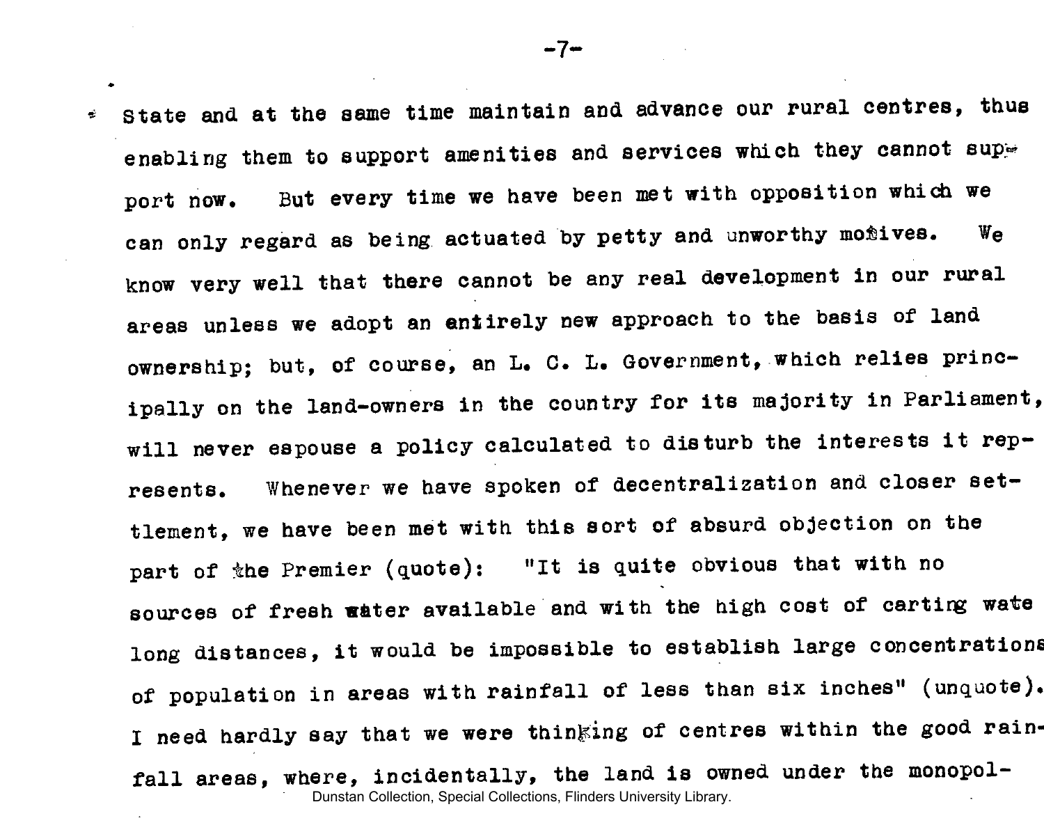State and at the same time maintain and advance our rural centres, thus enabling them to support amenities and services which they cannot support now. But every time we have been met with opposition which we can only regard as being actuated by petty and unworthy motives. We know very well that there cannot be any real development in our rural areas unless we adopt an entirely new approach to the basis of land ownership; but, of course, an L. C. L. Government, which relies principally on the land-owners in the country for its majority in Parliament, will never espouse a policy calculated to disturb the interests it represents. Whenever we have spoken of decentralization and closer settlement, we have been met with this sort of absurd objection on the part of the Premier (quote): "It is quite obvious that with no sources of fresh water available and with the high cost of carting wate long distances, it would be impossible to establish large concentrations of population in areas with rainfall of less than six inches" (unquote). I need hardly say that we were thinking of centres within the good rainfall areas, where, incidentally, the land is owned under the monopol-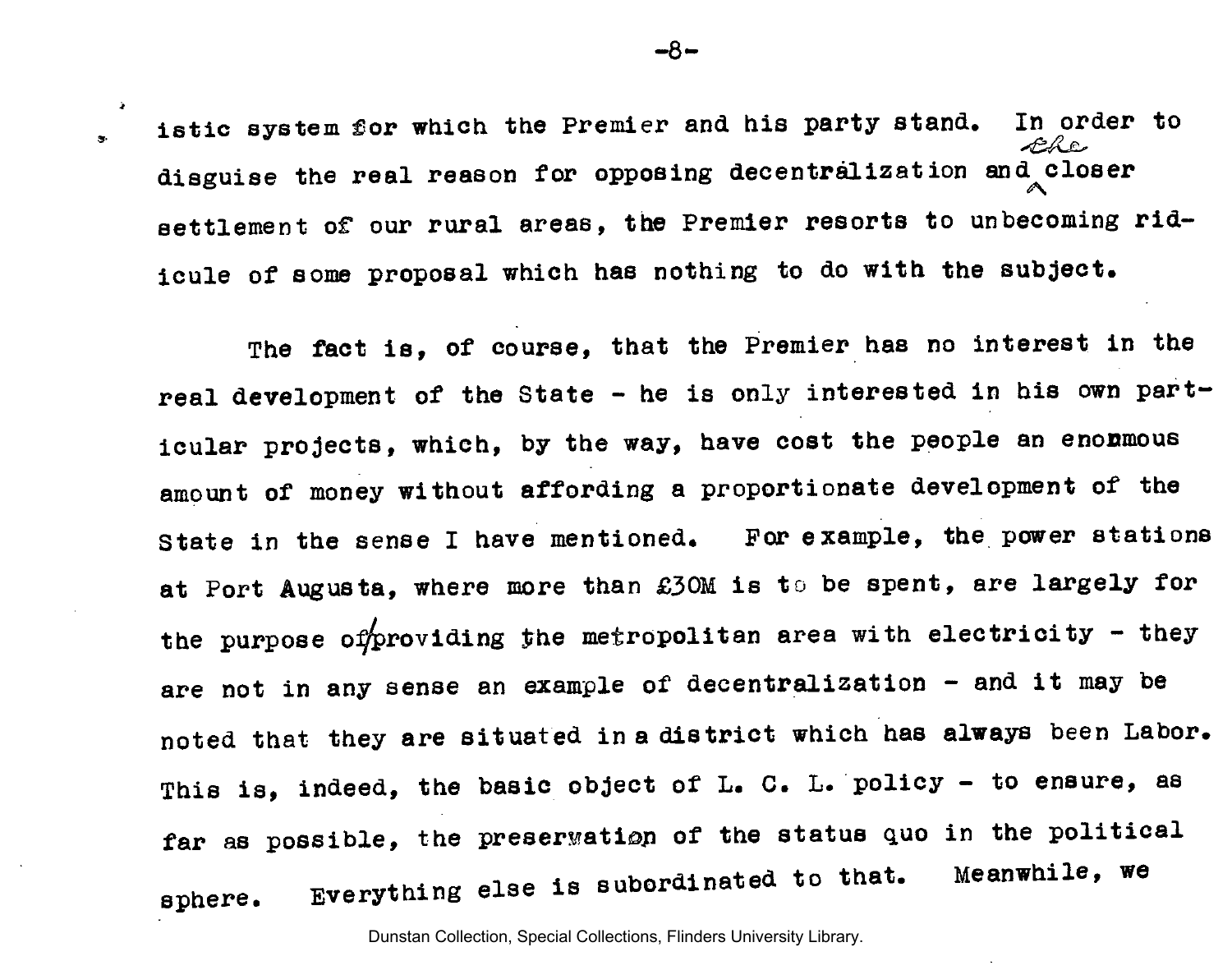istic system for which the Premier and his party stand. In order to disguise the real reason for opposing decentralization and the closer settlement of our rural areas, the Premier resorts to unbecoming ridicule of some proposal which has nothing to do with the subject.

The fact is, of course, that the Premier has no interest in the real development of the State - he is only interested in his own particular projects, which, by the way, have cost the people an enormous amount of money without affording a proportionate development of the State in the sense I have mentioned. For example, the power stations at Port Augusta, where more than £30M is to be spent, are largely for the purpose of providing the metropolitan area with electricity - they are not in any sense an example of decentralization - and it may be noted that they are situated in a district which has always been Labor. This is, indeed, the basic object of L. C. L. policy - to ensure, as far as possible, the preservation of the status quo in the political sphere. Everything else is subordinated to that. Meanwhile, we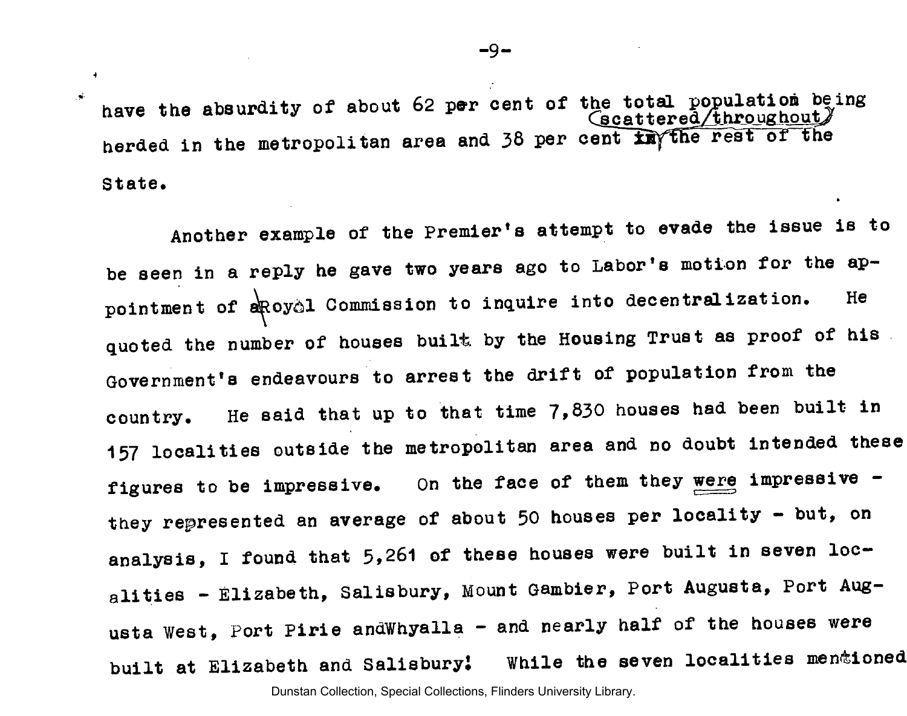have the absurdity of about 62 per cent of the total population being herded in the metropolitan area and 38 per cent scattered throughout the rest of the State.

Another example of the Premier's attempt to evade the issue is to be seen in a reply he gave two years ago to Labor's motion for the appointment of a Royal Commission to inquire into decentralization. He quoted the number of houses built by the Housing Trust as proof of his Government's endeavours to arrest the drift of population from the country. He said that up to that time 7,830 houses had been built in 157 localities outside the metropolitan area and no doubt intended these figures to be impressive. On the face of them they were impressive - they represented an average of about 50 houses per locality - but, on analysis, I found that 5,261 of these houses were built in seven localities - Elizabeth, Salisbury, Mount Gambier, Port Augusta, Port Augusta West, Port Pirie and Whyalla - and nearly half of the houses were built at Elizabeth and Salisbury! While the seven localities mentioned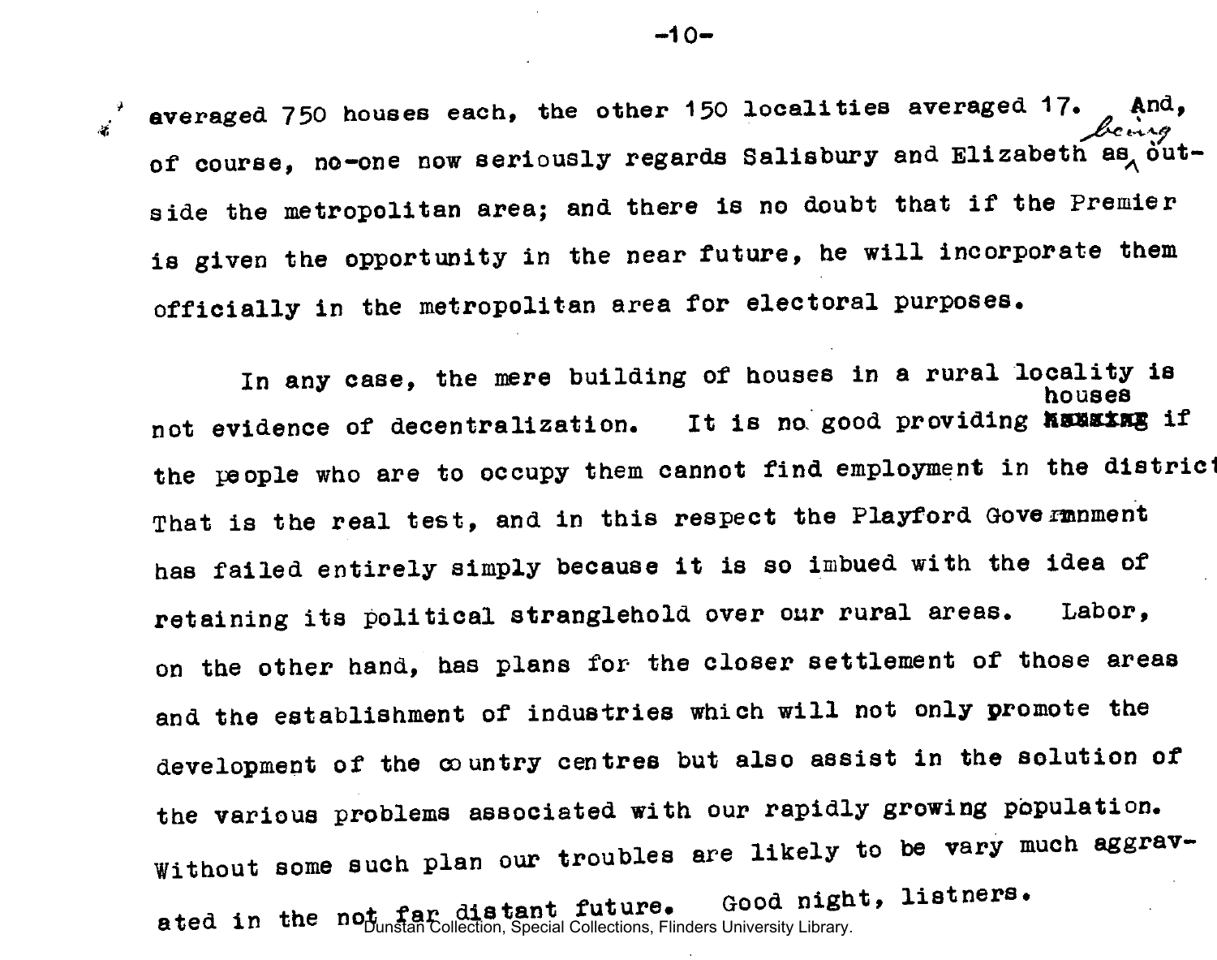averaged 750 houses each, the other 150 localities averaged 17. And, of course, no-one now seriously regards Salisbury and Elizabeth as being outside the metropolitan area; and there is no doubt that if the Premier is given the opportunity in the near future, he will incorporate them officially in the metropolitan area for electoral purposes.

In any case, the mere building of houses in a rural locality is not evidence of decentralization. It is no good providing houses if the people who are to occupy them cannot find employment in the district. That is the real test, and in this respect the Playford Government has failed entirely simply because it is so imbued with the idea of retaining its political stranglehold over our rural areas. Labor, on the other hand, has plans for the closer settlement of those areas and the establishment of industries which will not only promote the development of the country centres but also assist in the solution of the various problems associated with our rapidly growing population. Without some such plan our troubles are likely to be vary much aggravated in the not far distant future. Good night, listners.

Dunstan Collection, Special Collections, Flinders University Library.